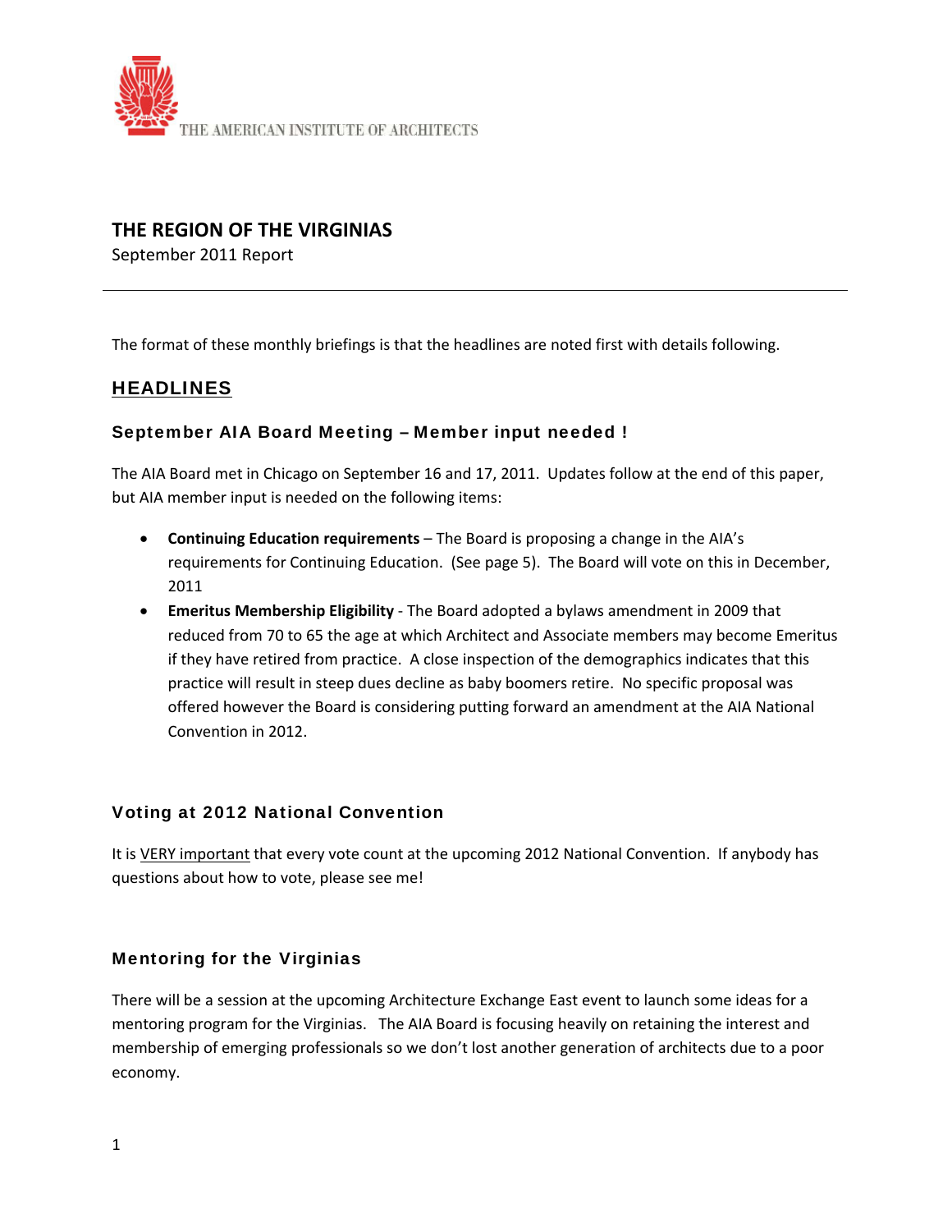THE AMERICAN INSTITUTE OF ARCHITECTS

# THE REGION OF THE VIRGINIAS

September 2011 Report

---

The format of these monthly briefings is that the headlines are noted first with details following.

## HEADLINES

### September AIA Board Meeting – Member input needed !

The AIA Board met in Chicago on September 16 and 17, 2011. Updates follow at the end of this paper, but AIA member input is needed on the following items:

- **Continuing Education requirements** – The Board is proposing a change in the AIA's requirements for Continuing Education. (See page 5). The Board will vote on this in December, 2011
- **Emeritus Membership Eligibility** - The Board adopted a bylaws amendment in 2009 that reduced from 70 to 65 the age at which Architect and Associate members may become Emeritus if they have retired from practice. A close inspection of the demographics indicates that this practice will result in steep dues decline as baby boomers retire. No specific proposal was offered however the Board is considering putting forward an amendment at the AIA National Convention in 2012.

### Voting at 2012 National Convention

It is VERY important that every vote count at the upcoming 2012 National Convention. If anybody has questions about how to vote, please see me!

### Mentoring for the Virginias

There will be a session at the upcoming Architecture Exchange East event to launch some ideas for a mentoring program for the Virginias. The AIA Board is focusing heavily on retaining the interest and membership of emerging professionals so we don't lost another generation of architects due to a poor economy.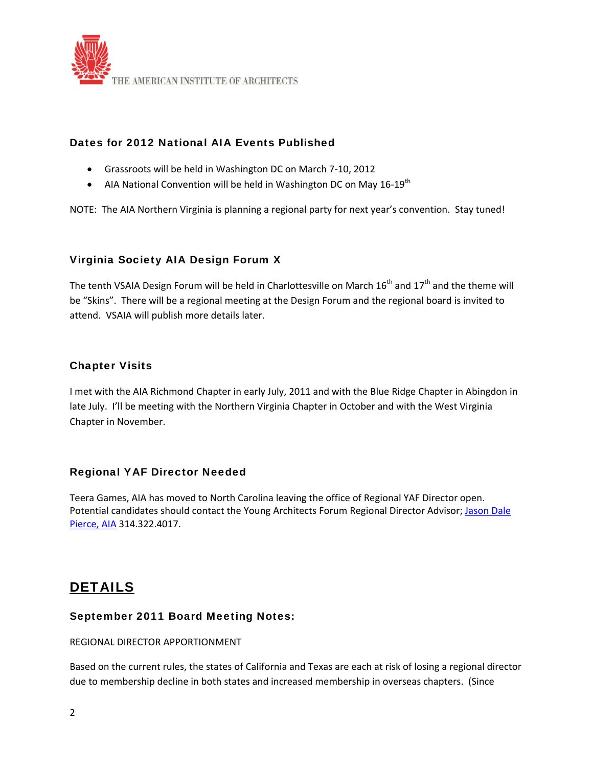### Dates for 2012 National AIA Events Published

- Grassroots will be held in Washington DC on March 7-10, 2012
- AIA National Convention will be held in Washington DC on May 16-19th

NOTE: The AIA Northern Virginia is planning a regional party for next year's convention. Stay tuned!

### Virginia Society AIA Design Forum X

The tenth VSAIA Design Forum will be held in Charlottesville on March 16th and 17th and the theme will be "Skins". There will be a regional meeting at the Design Forum and the regional board is invited to attend. VSAIA will publish more details later.

### Chapter Visits

I met with the AIA Richmond Chapter in early July, 2011 and with the Blue Ridge Chapter in Abingdon in late July. I'll be meeting with the Northern Virginia Chapter in October and with the West Virginia Chapter in November.

### Regional YAF Director Needed

Teera Games, AIA has moved to North Carolina leaving the office of Regional YAF Director open. Potential candidates should contact the Young Architects Forum Regional Director Advisor; [Jason Dale Pierce, AIA]() 314.322.4017.

## DETAILS

### September 2011 Board Meeting Notes:

REGIONAL DIRECTOR APPORTIONMENT

Based on the current rules, the states of California and Texas are each at risk of losing a regional director due to membership decline in both states and increased membership in overseas chapters. (Since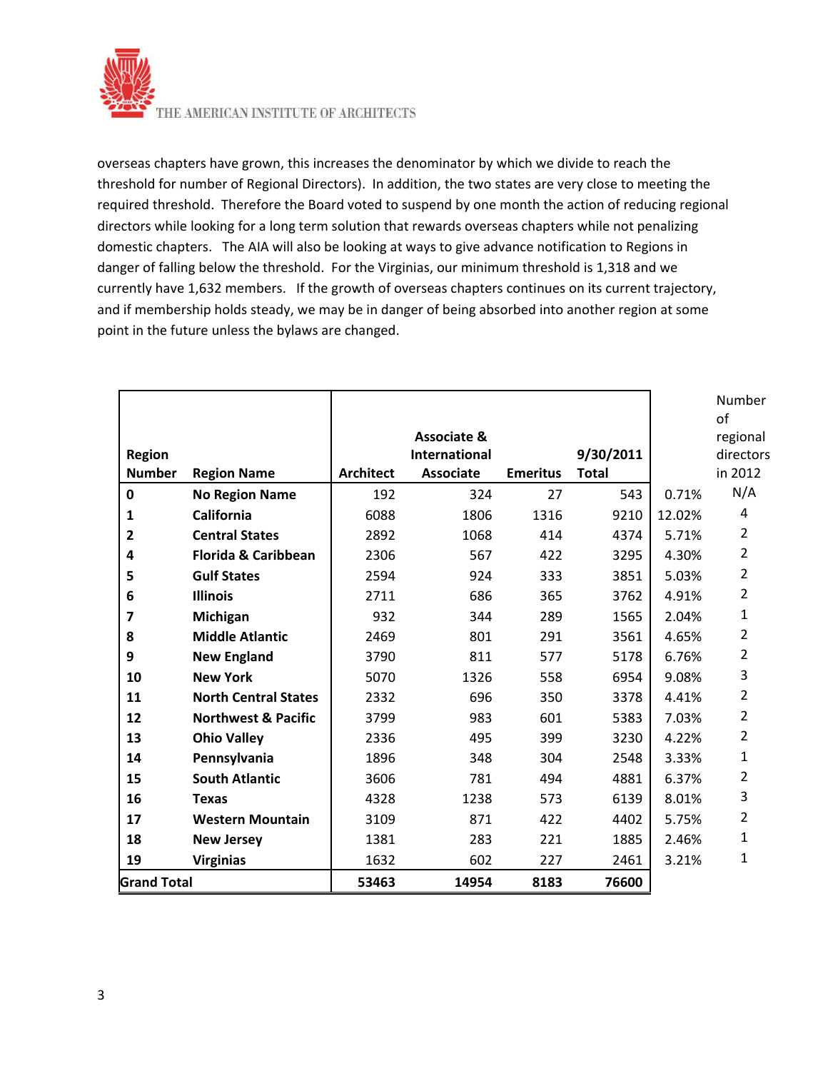overseas chapters have grown, this increases the denominator by which we divide to reach the threshold for number of Regional Directors). In addition, the two states are very close to meeting the required threshold. Therefore the Board voted to suspend by one month the action of reducing regional directors while looking for a long term solution that rewards overseas chapters while not penalizing domestic chapters. The AIA will also be looking at ways to give advance notification to Regions in danger of falling below the threshold. For the Virginias, our minimum threshold is 1,318 and we currently have 1,632 members. If the growth of overseas chapters continues on its current trajectory, and if membership holds steady, we may be in danger of being absorbed into another region at some point in the future unless the bylaws are changed.

| Region Number | Region Name | Architect | Associate & International Associate | Emeritus | 9/30/2011 Total | | Number of regional directors in 2012 |
|---|---|---|---|---|---|---|---|
| 0 | No Region Name | 192 | 324 | 27 | 543 | 0.71% | N/A |
| 1 | California | 6088 | 1806 | 1316 | 9210 | 12.02% | 4 |
| 2 | Central States | 2892 | 1068 | 414 | 4374 | 5.71% | 2 |
| 4 | Florida & Caribbean | 2306 | 567 | 422 | 3295 | 4.30% | 2 |
| 5 | Gulf States | 2594 | 924 | 333 | 3851 | 5.03% | 2 |
| 6 | Illinois | 2711 | 686 | 365 | 3762 | 4.91% | 2 |
| 7 | Michigan | 932 | 344 | 289 | 1565 | 2.04% | 1 |
| 8 | Middle Atlantic | 2469 | 801 | 291 | 3561 | 4.65% | 2 |
| 9 | New England | 3790 | 811 | 577 | 5178 | 6.76% | 2 |
| 10 | New York | 5070 | 1326 | 558 | 6954 | 9.08% | 3 |
| 11 | North Central States | 2332 | 696 | 350 | 3378 | 4.41% | 2 |
| 12 | Northwest & Pacific | 3799 | 983 | 601 | 5383 | 7.03% | 2 |
| 13 | Ohio Valley | 2336 | 495 | 399 | 3230 | 4.22% | 2 |
| 14 | Pennsylvania | 1896 | 348 | 304 | 2548 | 3.33% | 1 |
| 15 | South Atlantic | 3606 | 781 | 494 | 4881 | 6.37% | 2 |
| 16 | Texas | 4328 | 1238 | 573 | 6139 | 8.01% | 3 |
| 17 | Western Mountain | 3109 | 871 | 422 | 4402 | 5.75% | 2 |
| 18 | New Jersey | 1381 | 283 | 221 | 1885 | 2.46% | 1 |
| 19 | Virginias | 1632 | 602 | 227 | 2461 | 3.21% | 1 |
| **Grand Total** | | **53463** | **14954** | **8183** | **76600** | | |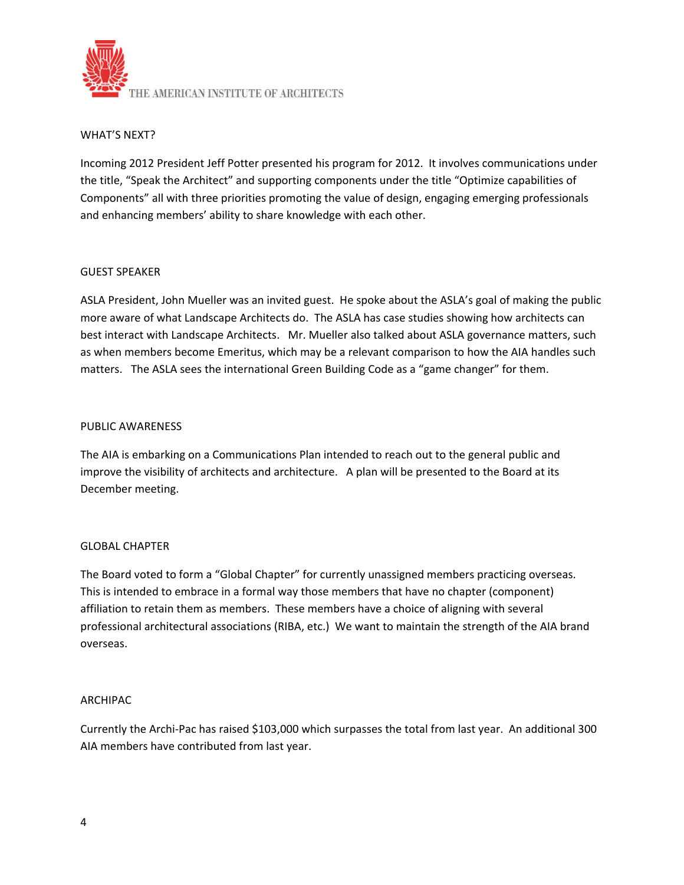WHAT'S NEXT?

Incoming 2012 President Jeff Potter presented his program for 2012. It involves communications under the title, "Speak the Architect" and supporting components under the title "Optimize capabilities of Components" all with three priorities promoting the value of design, engaging emerging professionals and enhancing members' ability to share knowledge with each other.

GUEST SPEAKER

ASLA President, John Mueller was an invited guest. He spoke about the ASLA's goal of making the public more aware of what Landscape Architects do. The ASLA has case studies showing how architects can best interact with Landscape Architects. Mr. Mueller also talked about ASLA governance matters, such as when members become Emeritus, which may be a relevant comparison to how the AIA handles such matters. The ASLA sees the international Green Building Code as a "game changer" for them.

PUBLIC AWARENESS

The AIA is embarking on a Communications Plan intended to reach out to the general public and improve the visibility of architects and architecture. A plan will be presented to the Board at its December meeting.

GLOBAL CHAPTER

The Board voted to form a "Global Chapter" for currently unassigned members practicing overseas. This is intended to embrace in a formal way those members that have no chapter (component) affiliation to retain them as members. These members have a choice of aligning with several professional architectural associations (RIBA, etc.) We want to maintain the strength of the AIA brand overseas.

ARCHIPAC

Currently the Archi-Pac has raised $103,000 which surpasses the total from last year. An additional 300 AIA members have contributed from last year.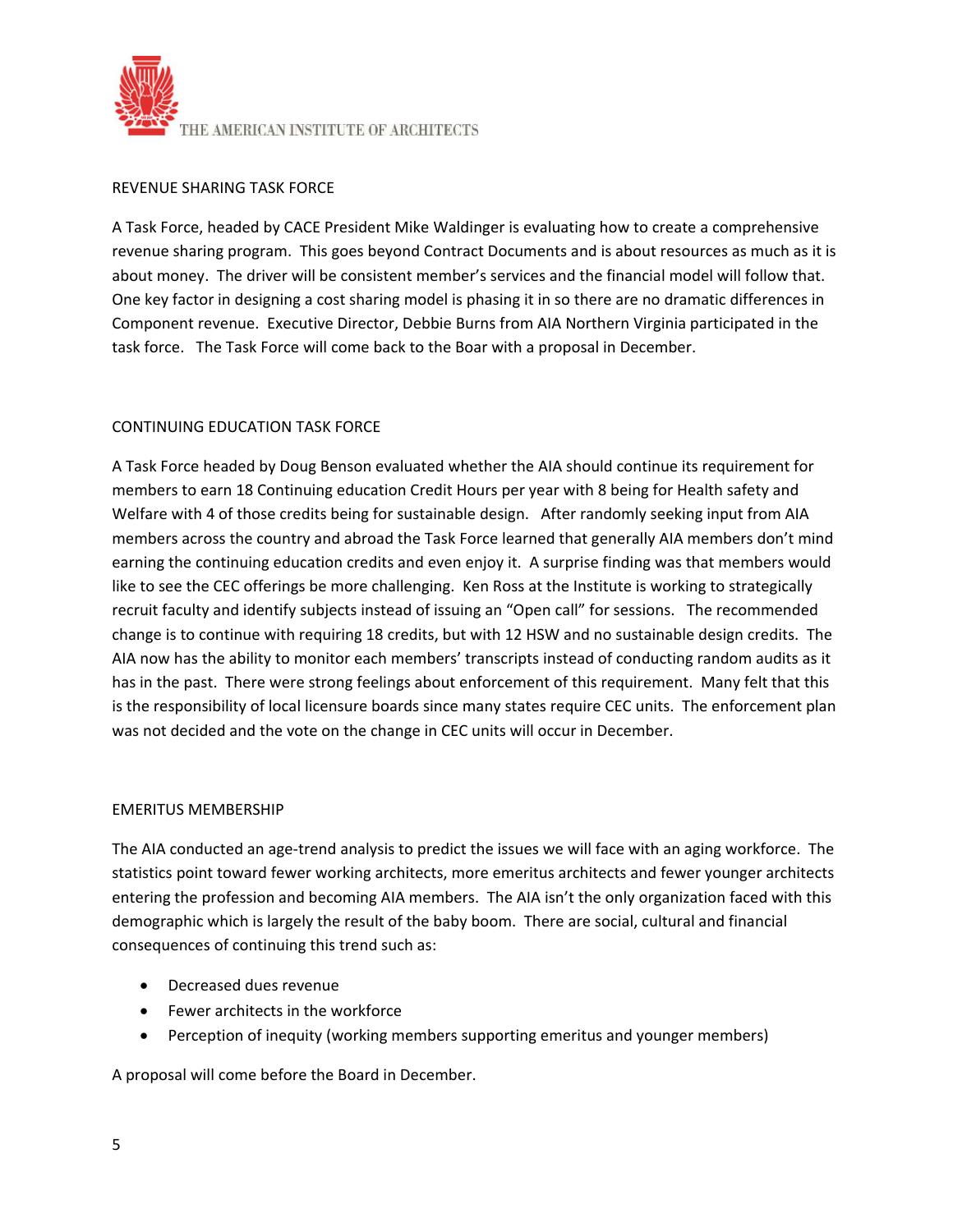THE AMERICAN INSTITUTE OF ARCHITECTS

## REVENUE SHARING TASK FORCE

A Task Force, headed by CACE President Mike Waldinger is evaluating how to create a comprehensive revenue sharing program. This goes beyond Contract Documents and is about resources as much as it is about money. The driver will be consistent member's services and the financial model will follow that. One key factor in designing a cost sharing model is phasing it in so there are no dramatic differences in Component revenue. Executive Director, Debbie Burns from AIA Northern Virginia participated in the task force. The Task Force will come back to the Boar with a proposal in December.

## CONTINUING EDUCATION TASK FORCE

A Task Force headed by Doug Benson evaluated whether the AIA should continue its requirement for members to earn 18 Continuing education Credit Hours per year with 8 being for Health safety and Welfare with 4 of those credits being for sustainable design. After randomly seeking input from AIA members across the country and abroad the Task Force learned that generally AIA members don't mind earning the continuing education credits and even enjoy it. A surprise finding was that members would like to see the CEC offerings be more challenging. Ken Ross at the Institute is working to strategically recruit faculty and identify subjects instead of issuing an "Open call" for sessions. The recommended change is to continue with requiring 18 credits, but with 12 HSW and no sustainable design credits. The AIA now has the ability to monitor each members' transcripts instead of conducting random audits as it has in the past. There were strong feelings about enforcement of this requirement. Many felt that this is the responsibility of local licensure boards since many states require CEC units. The enforcement plan was not decided and the vote on the change in CEC units will occur in December.

## EMERITUS MEMBERSHIP

The AIA conducted an age-trend analysis to predict the issues we will face with an aging workforce. The statistics point toward fewer working architects, more emeritus architects and fewer younger architects entering the profession and becoming AIA members. The AIA isn't the only organization faced with this demographic which is largely the result of the baby boom. There are social, cultural and financial consequences of continuing this trend such as:

- Decreased dues revenue
- Fewer architects in the workforce
- Perception of inequity (working members supporting emeritus and younger members)

A proposal will come before the Board in December.